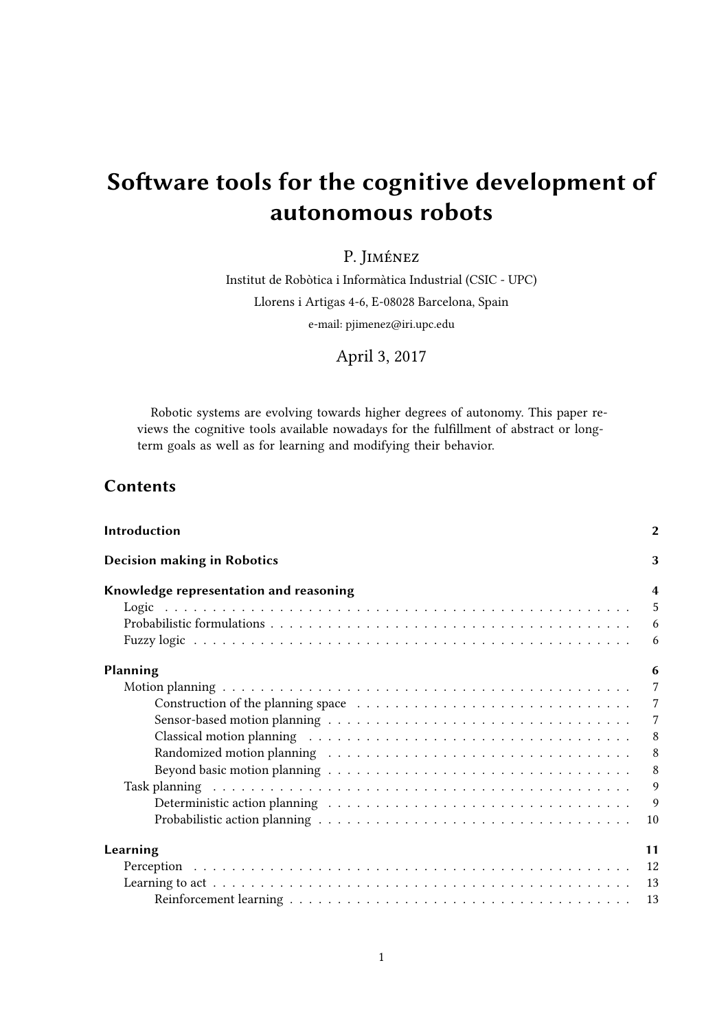# Software tools for the cognitive development of autonomous robots

P. Jiménez

Institut de Robòtica i Informàtica Industrial (CSIC - UPC)

Llorens i Artigas 4-6, E-08028 Barcelona, Spain

e-mail: pjimenez@iri.upc.edu

April 3, 2017

Robotic systems are evolving towards higher degrees of autonomy. This paper reviews the cognitive tools available nowadays for the fulfillment of abstract or long-term goals as well as for learning and modifying their behavior.

## Contents

- **Introduction** — 2
- **Decision making in Robotics** — 3
- **Knowledge representation and reasoning** — 4
  - Logic — 5
  - Probabilistic formulations — 6
  - Fuzzy logic — 6
- **Planning** — 6
  - Motion planning — 7
    - Construction of the planning space — 7
    - Sensor-based motion planning — 7
    - Classical motion planning — 8
    - Randomized motion planning — 8
    - Beyond basic motion planning — 8
  - Task planning — 9
    - Deterministic action planning — 9
    - Probabilistic action planning — 10
- **Learning** — 11
  - Perception — 12
  - Learning to act — 13
    - Reinforcement learning — 13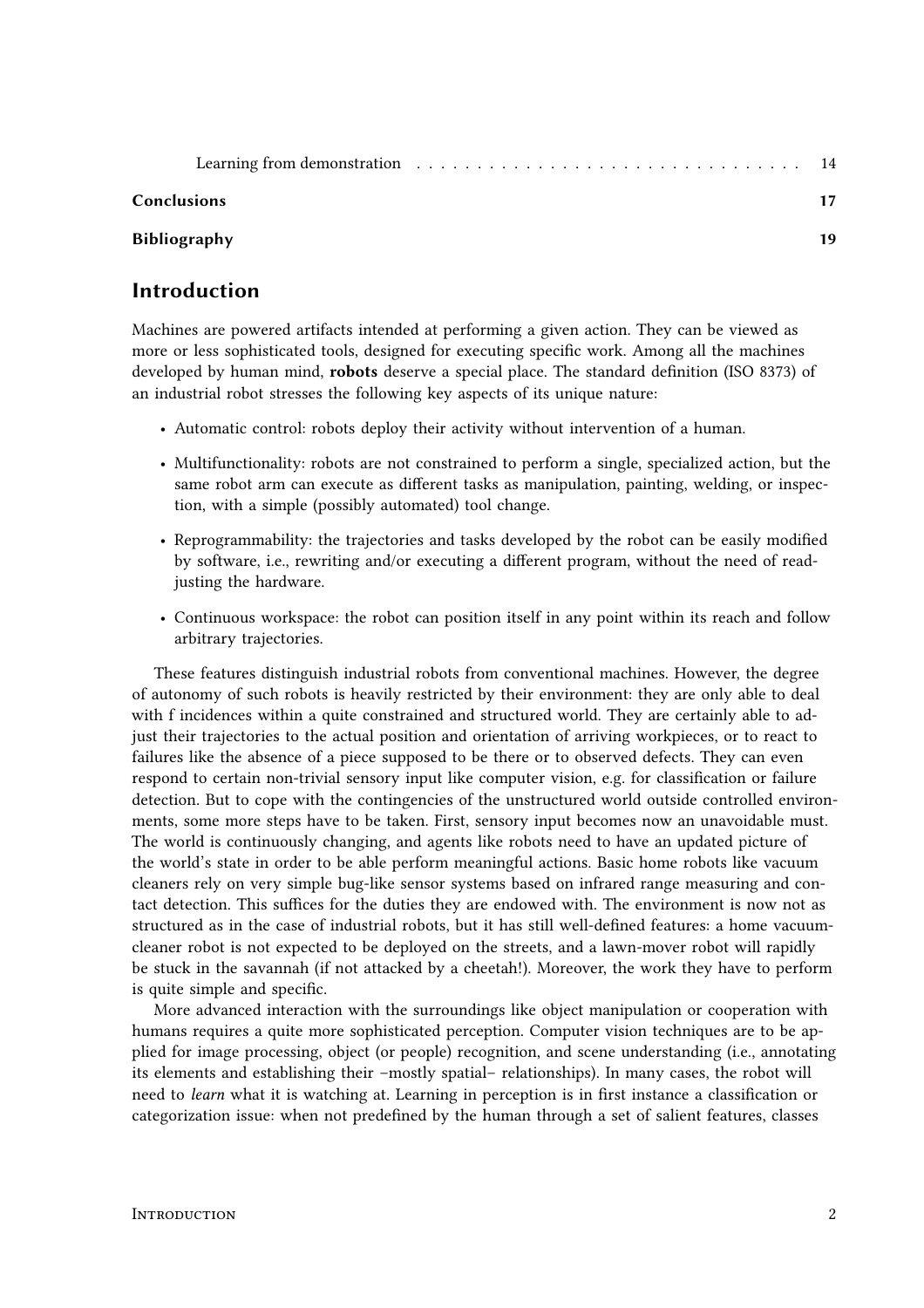Learning from demonstration . . . . . . . . . . . . . . . . . . . . . . . . . . . . . . . 14

**Conclusions** **17**

**Bibliography** **19**

## Introduction

Machines are powered artifacts intended at performing a given action. They can be viewed as more or less sophisticated tools, designed for executing specific work. Among all the machines developed by human mind, **robots** deserve a special place. The standard definition (ISO 8373) of an industrial robot stresses the following key aspects of its unique nature:

- Automatic control: robots deploy their activity without intervention of a human.
- Multifunctionality: robots are not constrained to perform a single, specialized action, but the same robot arm can execute as different tasks as manipulation, painting, welding, or inspection, with a simple (possibly automated) tool change.
- Reprogrammability: the trajectories and tasks developed by the robot can be easily modified by software, i.e., rewriting and/or executing a different program, without the need of readjusting the hardware.
- Continuous workspace: the robot can position itself in any point within its reach and follow arbitrary trajectories.

These features distinguish industrial robots from conventional machines. However, the degree of autonomy of such robots is heavily restricted by their environment: they are only able to deal with f incidences within a quite constrained and structured world. They are certainly able to adjust their trajectories to the actual position and orientation of arriving workpieces, or to react to failures like the absence of a piece supposed to be there or to observed defects. They can even respond to certain non-trivial sensory input like computer vision, e.g. for classification or failure detection. But to cope with the contingencies of the unstructured world outside controlled environments, some more steps have to be taken. First, sensory input becomes now an unavoidable must. The world is continuously changing, and agents like robots need to have an updated picture of the world's state in order to be able perform meaningful actions. Basic home robots like vacuum cleaners rely on very simple bug-like sensor systems based on infrared range measuring and contact detection. This suffices for the duties they are endowed with. The environment is now not as structured as in the case of industrial robots, but it has still well-defined features: a home vacuum-cleaner robot is not expected to be deployed on the streets, and a lawn-mover robot will rapidly be stuck in the savannah (if not attacked by a cheetah!). Moreover, the work they have to perform is quite simple and specific.

More advanced interaction with the surroundings like object manipulation or cooperation with humans requires a quite more sophisticated perception. Computer vision techniques are to be applied for image processing, object (or people) recognition, and scene understanding (i.e., annotating its elements and establishing their –mostly spatial– relationships). In many cases, the robot will need to *learn* what it is watching at. Learning in perception is in first instance a classification or categorization issue: when not predefined by the human through a set of salient features, classes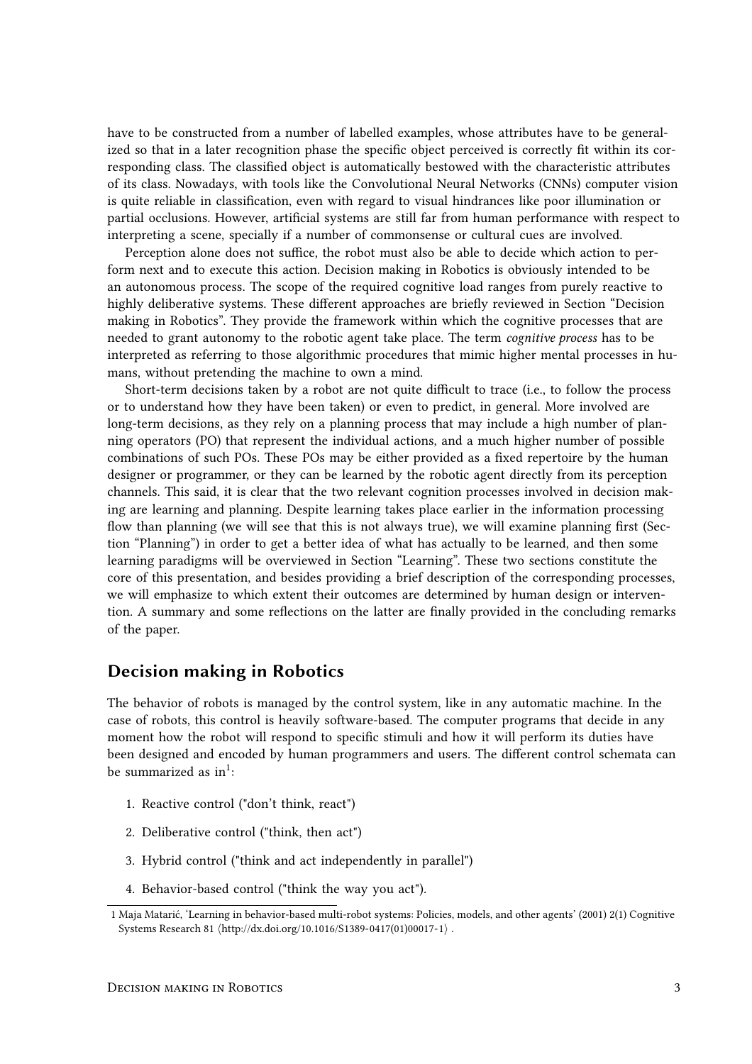have to be constructed from a number of labelled examples, whose attributes have to be generalized so that in a later recognition phase the specific object perceived is correctly fit within its corresponding class. The classified object is automatically bestowed with the characteristic attributes of its class. Nowadays, with tools like the Convolutional Neural Networks (CNNs) computer vision is quite reliable in classification, even with regard to visual hindrances like poor illumination or partial occlusions. However, artificial systems are still far from human performance with respect to interpreting a scene, specially if a number of commonsense or cultural cues are involved.

Perception alone does not suffice, the robot must also be able to decide which action to perform next and to execute this action. Decision making in Robotics is obviously intended to be an autonomous process. The scope of the required cognitive load ranges from purely reactive to highly deliberative systems. These different approaches are briefly reviewed in Section "Decision making in Robotics". They provide the framework within which the cognitive processes that are needed to grant autonomy to the robotic agent take place. The term *cognitive process* has to be interpreted as referring to those algorithmic procedures that mimic higher mental processes in humans, without pretending the machine to own a mind.

Short-term decisions taken by a robot are not quite difficult to trace (i.e., to follow the process or to understand how they have been taken) or even to predict, in general. More involved are long-term decisions, as they rely on a planning process that may include a high number of planning operators (PO) that represent the individual actions, and a much higher number of possible combinations of such POs. These POs may be either provided as a fixed repertoire by the human designer or programmer, or they can be learned by the robotic agent directly from its perception channels. This said, it is clear that the two relevant cognition processes involved in decision making are learning and planning. Despite learning takes place earlier in the information processing flow than planning (we will see that this is not always true), we will examine planning first (Section "Planning") in order to get a better idea of what has actually to be learned, and then some learning paradigms will be overviewed in Section "Learning". These two sections constitute the core of this presentation, and besides providing a brief description of the corresponding processes, we will emphasize to which extent their outcomes are determined by human design or intervention. A summary and some reflections on the latter are finally provided in the concluding remarks of the paper.

## Decision making in Robotics

The behavior of robots is managed by the control system, like in any automatic machine. In the case of robots, this control is heavily software-based. The computer programs that decide in any moment how the robot will respond to specific stimuli and how it will perform its duties have been designed and encoded by human programmers and users. The different control schemata can be summarized as in[1]:

1. Reactive control ("don't think, react")
2. Deliberative control ("think, then act")
3. Hybrid control ("think and act independently in parallel")
4. Behavior-based control ("think the way you act").

[1] Maja Matarić, 'Learning in behavior-based multi-robot systems: Policies, models, and other agents' (2001) 2(1) Cognitive Systems Research 81 ⟨http://dx.doi.org/10.1016/S1389-0417(01)00017-1⟩ .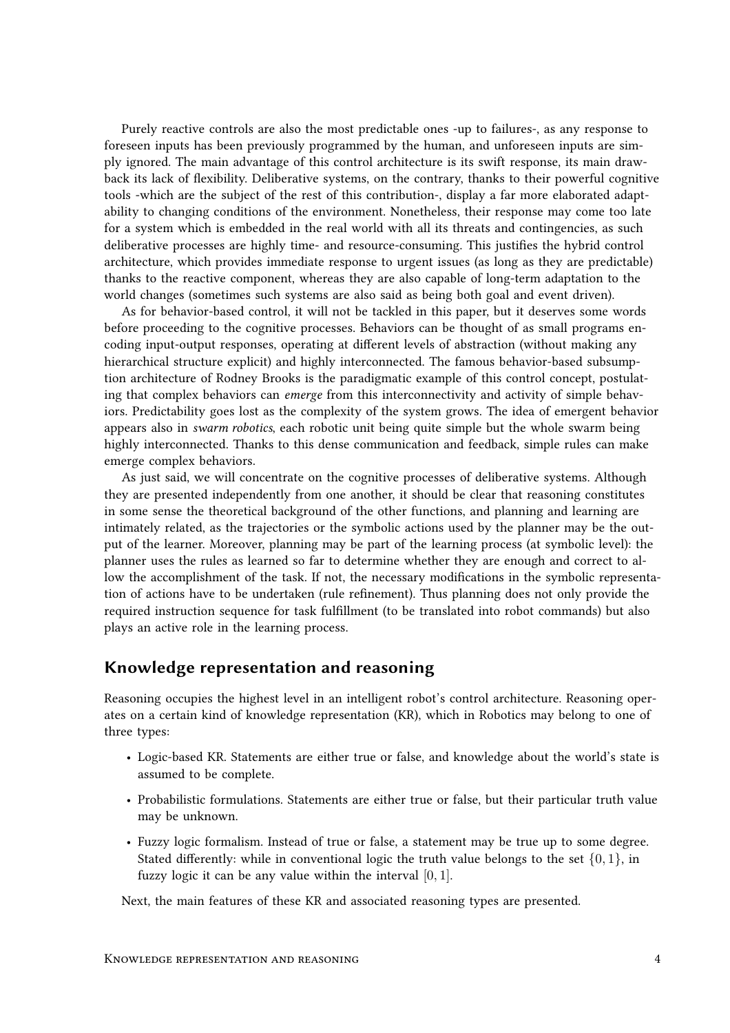Purely reactive controls are also the most predictable ones -up to failures-, as any response to foreseen inputs has been previously programmed by the human, and unforeseen inputs are simply ignored. The main advantage of this control architecture is its swift response, its main drawback its lack of flexibility. Deliberative systems, on the contrary, thanks to their powerful cognitive tools -which are the subject of the rest of this contribution-, display a far more elaborated adaptability to changing conditions of the environment. Nonetheless, their response may come too late for a system which is embedded in the real world with all its threats and contingencies, as such deliberative processes are highly time- and resource-consuming. This justifies the hybrid control architecture, which provides immediate response to urgent issues (as long as they are predictable) thanks to the reactive component, whereas they are also capable of long-term adaptation to the world changes (sometimes such systems are also said as being both goal and event driven).

As for behavior-based control, it will not be tackled in this paper, but it deserves some words before proceeding to the cognitive processes. Behaviors can be thought of as small programs encoding input-output responses, operating at different levels of abstraction (without making any hierarchical structure explicit) and highly interconnected. The famous behavior-based subsumption architecture of Rodney Brooks is the paradigmatic example of this control concept, postulating that complex behaviors can *emerge* from this interconnectivity and activity of simple behaviors. Predictability goes lost as the complexity of the system grows. The idea of emergent behavior appears also in *swarm robotics*, each robotic unit being quite simple but the whole swarm being highly interconnected. Thanks to this dense communication and feedback, simple rules can make emerge complex behaviors.

As just said, we will concentrate on the cognitive processes of deliberative systems. Although they are presented independently from one another, it should be clear that reasoning constitutes in some sense the theoretical background of the other functions, and planning and learning are intimately related, as the trajectories or the symbolic actions used by the planner may be the output of the learner. Moreover, planning may be part of the learning process (at symbolic level): the planner uses the rules as learned so far to determine whether they are enough and correct to allow the accomplishment of the task. If not, the necessary modifications in the symbolic representation of actions have to be undertaken (rule refinement). Thus planning does not only provide the required instruction sequence for task fulfillment (to be translated into robot commands) but also plays an active role in the learning process.

## Knowledge representation and reasoning

Reasoning occupies the highest level in an intelligent robot's control architecture. Reasoning operates on a certain kind of knowledge representation (KR), which in Robotics may belong to one of three types:

- Logic-based KR. Statements are either true or false, and knowledge about the world's state is assumed to be complete.
- Probabilistic formulations. Statements are either true or false, but their particular truth value may be unknown.
- Fuzzy logic formalism. Instead of true or false, a statement may be true up to some degree. Stated differently: while in conventional logic the truth value belongs to the set $\{0, 1\}$, in fuzzy logic it can be any value within the interval $[0, 1]$.

Next, the main features of these KR and associated reasoning types are presented.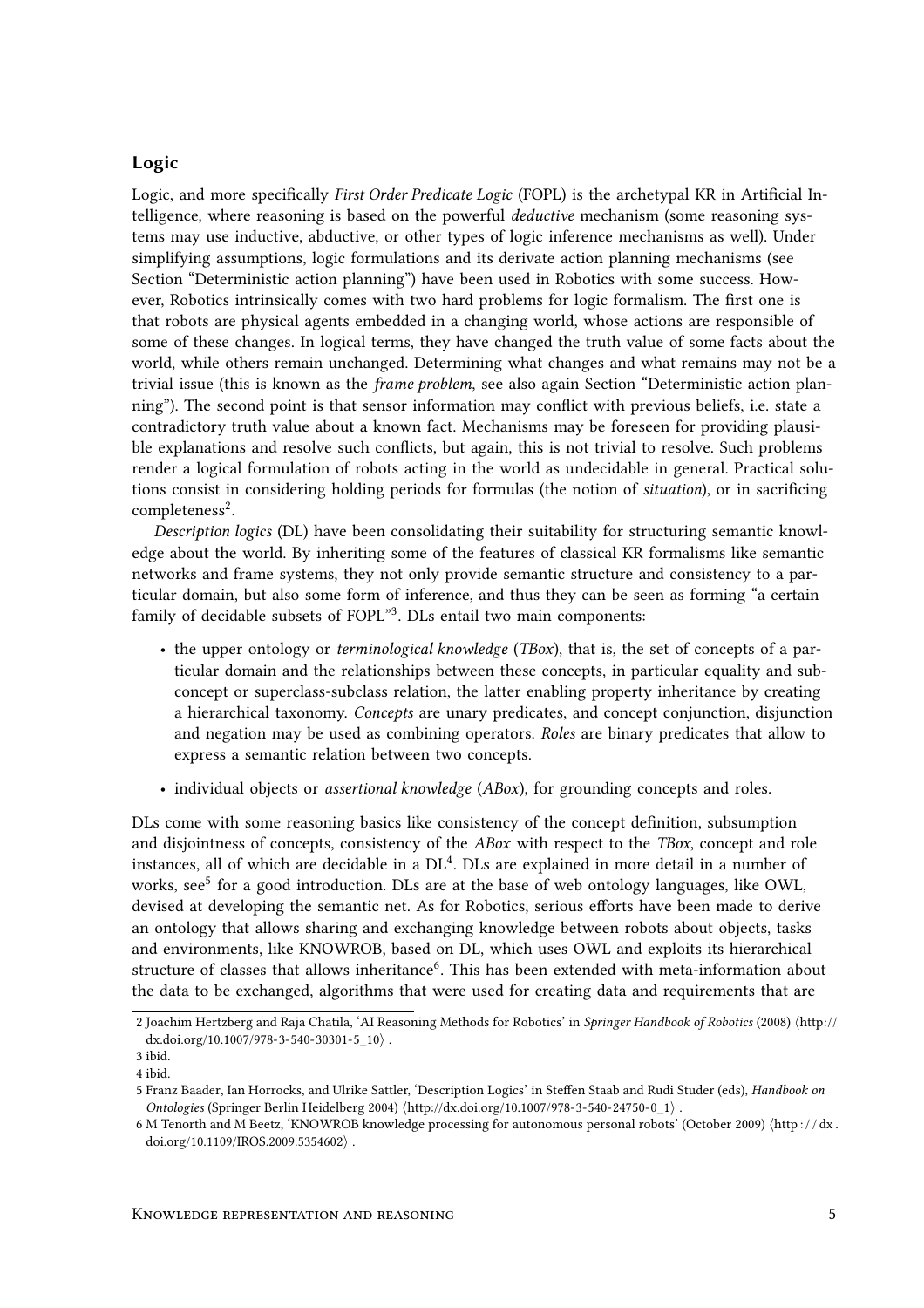### Logic

Logic, and more specifically *First Order Predicate Logic* (FOPL) is the archetypal KR in Artificial Intelligence, where reasoning is based on the powerful *deductive* mechanism (some reasoning systems may use inductive, abductive, or other types of logic inference mechanisms as well). Under simplifying assumptions, logic formulations and its derivate action planning mechanisms (see Section "Deterministic action planning") have been used in Robotics with some success. However, Robotics intrinsically comes with two hard problems for logic formalism. The first one is that robots are physical agents embedded in a changing world, whose actions are responsible of some of these changes. In logical terms, they have changed the truth value of some facts about the world, while others remain unchanged. Determining what changes and what remains may not be a trivial issue (this is known as the *frame problem*, see also again Section "Deterministic action planning"). The second point is that sensor information may conflict with previous beliefs, i.e. state a contradictory truth value about a known fact. Mechanisms may be foreseen for providing plausible explanations and resolve such conflicts, but again, this is not trivial to resolve. Such problems render a logical formulation of robots acting in the world as undecidable in general. Practical solutions consist in considering holding periods for formulas (the notion of *situation*), or in sacrificing completeness[2].

*Description logics* (DL) have been consolidating their suitability for structuring semantic knowledge about the world. By inheriting some of the features of classical KR formalisms like semantic networks and frame systems, they not only provide semantic structure and consistency to a particular domain, but also some form of inference, and thus they can be seen as forming "a certain family of decidable subsets of FOPL"[3]. DLs entail two main components:

- the upper ontology or *terminological knowledge* (*TBox*), that is, the set of concepts of a particular domain and the relationships between these concepts, in particular equality and subconcept or superclass-subclass relation, the latter enabling property inheritance by creating a hierarchical taxonomy. *Concepts* are unary predicates, and concept conjunction, disjunction and negation may be used as combining operators. *Roles* are binary predicates that allow to express a semantic relation between two concepts.
- individual objects or *assertional knowledge* (*ABox*), for grounding concepts and roles.

DLs come with some reasoning basics like consistency of the concept definition, subsumption and disjointness of concepts, consistency of the *ABox* with respect to the *TBox*, concept and role instances, all of which are decidable in a DL[4]. DLs are explained in more detail in a number of works, see[5] for a good introduction. DLs are at the base of web ontology languages, like OWL, devised at developing the semantic net. As for Robotics, serious efforts have been made to derive an ontology that allows sharing and exchanging knowledge between robots about objects, tasks and environments, like KNOWROB, based on DL, which uses OWL and exploits its hierarchical structure of classes that allows inheritance[6]. This has been extended with meta-information about the data to be exchanged, algorithms that were used for creating data and requirements that are

2 Joachim Hertzberg and Raja Chatila, 'AI Reasoning Methods for Robotics' in *Springer Handbook of Robotics* (2008) ⟨http://dx.doi.org/10.1007/978-3-540-30301-5_10⟩ .

3 ibid.

4 ibid.

5 Franz Baader, Ian Horrocks, and Ulrike Sattler, 'Description Logics' in Steffen Staab and Rudi Studer (eds), *Handbook on Ontologies* (Springer Berlin Heidelberg 2004) ⟨http://dx.doi.org/10.1007/978-3-540-24750-0_1⟩ .

6 M Tenorth and M Beetz, 'KNOWROB knowledge processing for autonomous personal robots' (October 2009) ⟨http://dx.doi.org/10.1109/IROS.2009.5354602⟩ .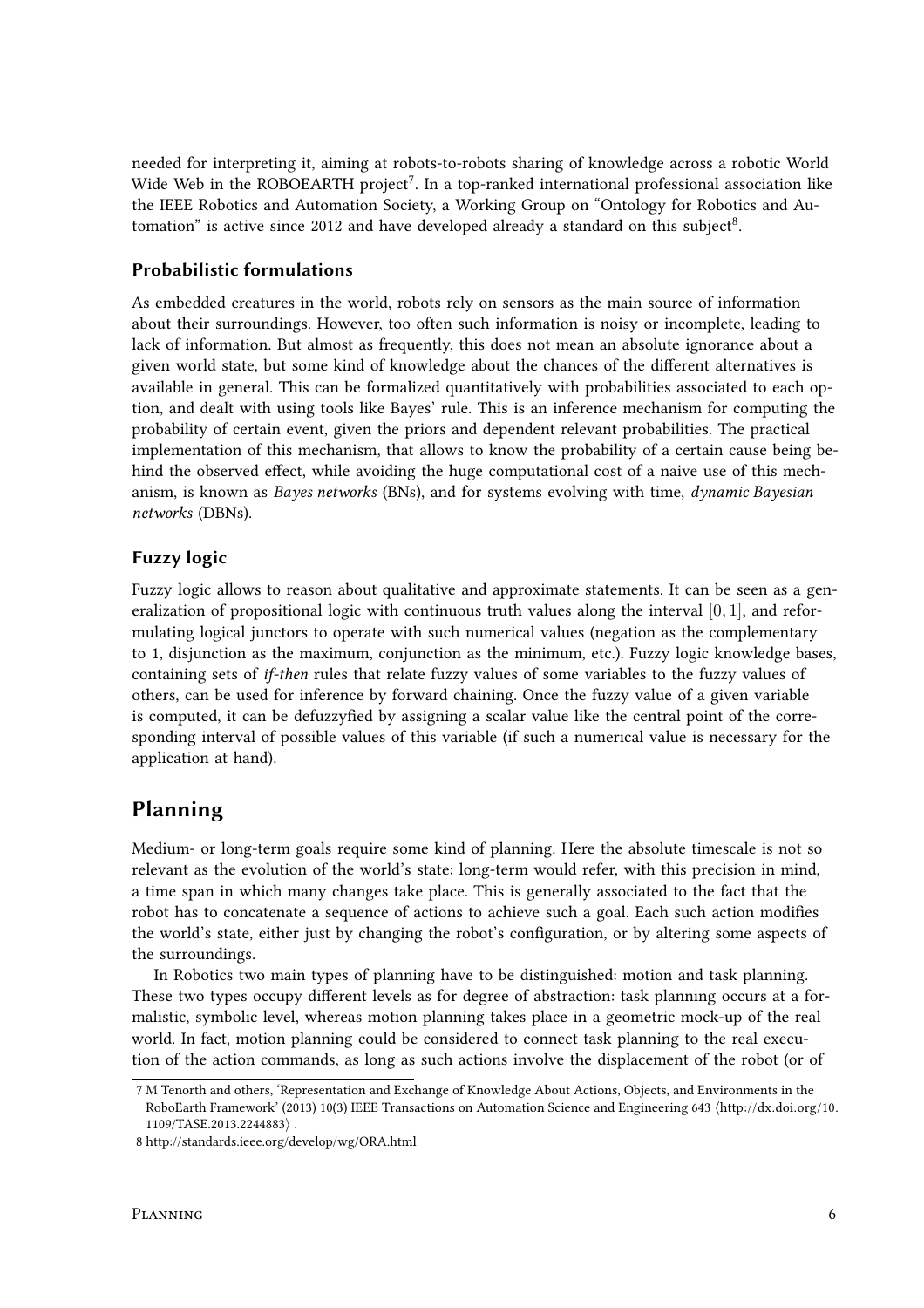needed for interpreting it, aiming at robots-to-robots sharing of knowledge across a robotic World Wide Web in the ROBOEARTH project[7]. In a top-ranked international professional association like the IEEE Robotics and Automation Society, a Working Group on "Ontology for Robotics and Automation" is active since 2012 and have developed already a standard on this subject[8].

### Probabilistic formulations

As embedded creatures in the world, robots rely on sensors as the main source of information about their surroundings. However, too often such information is noisy or incomplete, leading to lack of information. But almost as frequently, this does not mean an absolute ignorance about a given world state, but some kind of knowledge about the chances of the different alternatives is available in general. This can be formalized quantitatively with probabilities associated to each option, and dealt with using tools like Bayes' rule. This is an inference mechanism for computing the probability of certain event, given the priors and dependent relevant probabilities. The practical implementation of this mechanism, that allows to know the probability of a certain cause being behind the observed effect, while avoiding the huge computational cost of a naive use of this mechanism, is known as *Bayes networks* (BNs), and for systems evolving with time, *dynamic Bayesian networks* (DBNs).

### Fuzzy logic

Fuzzy logic allows to reason about qualitative and approximate statements. It can be seen as a generalization of propositional logic with continuous truth values along the interval $[0, 1]$, and reformulating logical junctors to operate with such numerical values (negation as the complementary to 1, disjunction as the maximum, conjunction as the minimum, etc.). Fuzzy logic knowledge bases, containing sets of *if-then* rules that relate fuzzy values of some variables to the fuzzy values of others, can be used for inference by forward chaining. Once the fuzzy value of a given variable is computed, it can be defuzzyfied by assigning a scalar value like the central point of the corresponding interval of possible values of this variable (if such a numerical value is necessary for the application at hand).

## Planning

Medium- or long-term goals require some kind of planning. Here the absolute timescale is not so relevant as the evolution of the world's state: long-term would refer, with this precision in mind, a time span in which many changes take place. This is generally associated to the fact that the robot has to concatenate a sequence of actions to achieve such a goal. Each such action modifies the world's state, either just by changing the robot's configuration, or by altering some aspects of the surroundings.

In Robotics two main types of planning have to be distinguished: motion and task planning. These two types occupy different levels as for degree of abstraction: task planning occurs at a formalistic, symbolic level, whereas motion planning takes place in a geometric mock-up of the real world. In fact, motion planning could be considered to connect task planning to the real execution of the action commands, as long as such actions involve the displacement of the robot (or of

---

7 M Tenorth and others, 'Representation and Exchange of Knowledge About Actions, Objects, and Environments in the RoboEarth Framework' (2013) 10(3) IEEE Transactions on Automation Science and Engineering 643 ⟨http://dx.doi.org/10.1109/TASE.2013.2244883⟩ .

8 http://standards.ieee.org/develop/wg/ORA.html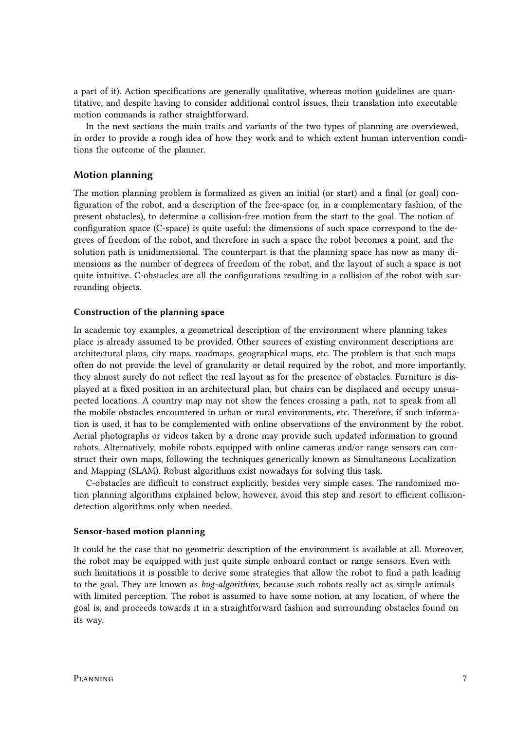a part of it). Action specifications are generally qualitative, whereas motion guidelines are quantitative, and despite having to consider additional control issues, their translation into executable motion commands is rather straightforward.

In the next sections the main traits and variants of the two types of planning are overviewed, in order to provide a rough idea of how they work and to which extent human intervention conditions the outcome of the planner.

## Motion planning

The motion planning problem is formalized as given an initial (or start) and a final (or goal) configuration of the robot, and a description of the free-space (or, in a complementary fashion, of the present obstacles), to determine a collision-free motion from the start to the goal. The notion of configuration space (C-space) is quite useful: the dimensions of such space correspond to the degrees of freedom of the robot, and therefore in such a space the robot becomes a point, and the solution path is unidimensional. The counterpart is that the planning space has now as many dimensions as the number of degrees of freedom of the robot, and the layout of such a space is not quite intuitive. C-obstacles are all the configurations resulting in a collision of the robot with surrounding objects.

### Construction of the planning space

In academic toy examples, a geometrical description of the environment where planning takes place is already assumed to be provided. Other sources of existing environment descriptions are architectural plans, city maps, roadmaps, geographical maps, etc. The problem is that such maps often do not provide the level of granularity or detail required by the robot, and more importantly, they almost surely do not reflect the real layout as for the presence of obstacles. Furniture is displayed at a fixed position in an architectural plan, but chairs can be displaced and occupy unsuspected locations. A country map may not show the fences crossing a path, not to speak from all the mobile obstacles encountered in urban or rural environments, etc. Therefore, if such information is used, it has to be complemented with online observations of the environment by the robot. Aerial photographs or videos taken by a drone may provide such updated information to ground robots. Alternatively, mobile robots equipped with online cameras and/or range sensors can construct their own maps, following the techniques generically known as Simultaneous Localization and Mapping (SLAM). Robust algorithms exist nowadays for solving this task.

C-obstacles are difficult to construct explicitly, besides very simple cases. The randomized motion planning algorithms explained below, however, avoid this step and resort to efficient collision-detection algorithms only when needed.

### Sensor-based motion planning

It could be the case that no geometric description of the environment is available at all. Moreover, the robot may be equipped with just quite simple onboard contact or range sensors. Even with such limitations it is possible to derive some strategies that allow the robot to find a path leading to the goal. They are known as *bug-algorithms*, because such robots really act as simple animals with limited perception. The robot is assumed to have some notion, at any location, of where the goal is, and proceeds towards it in a straightforward fashion and surrounding obstacles found on its way.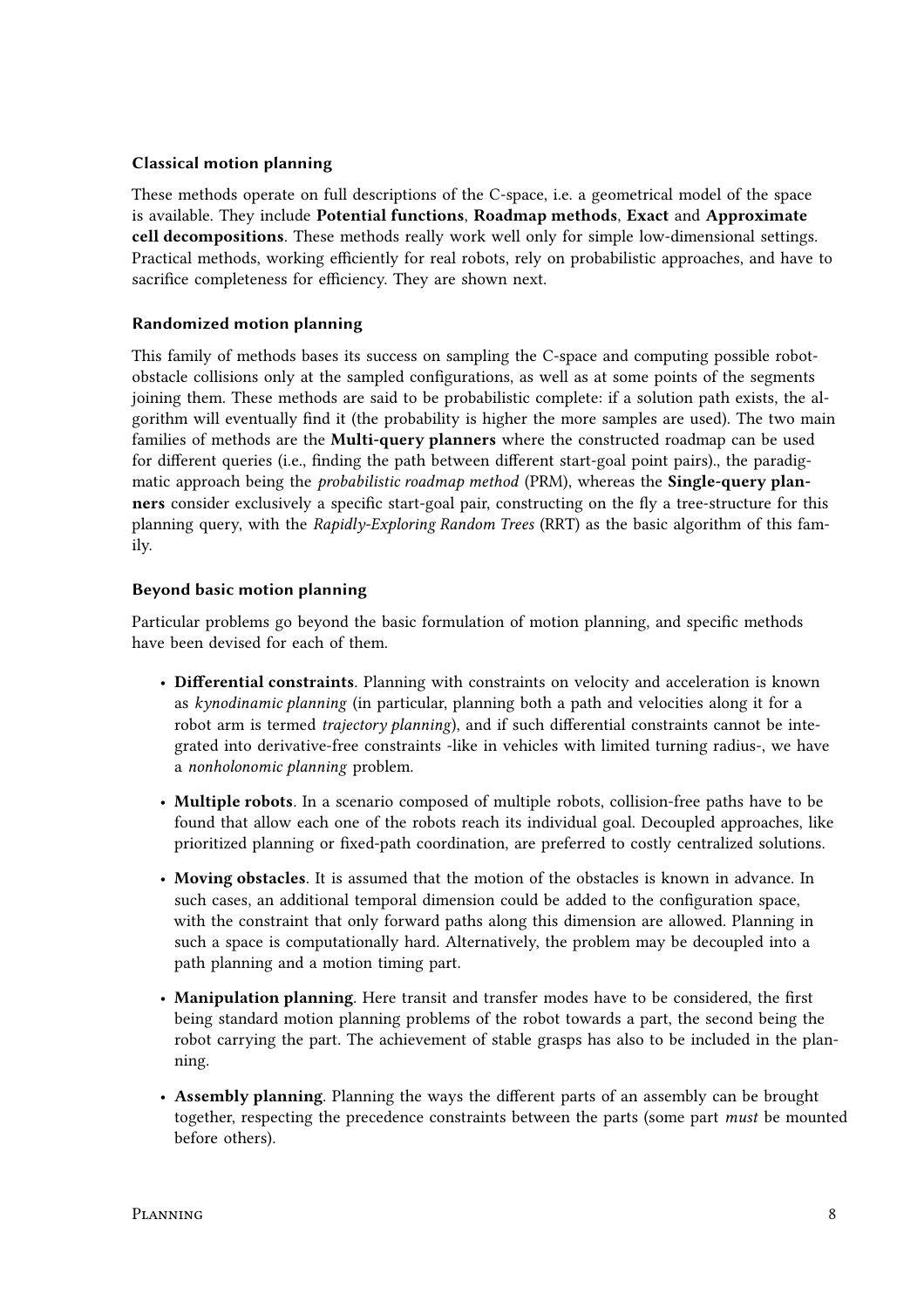### Classical motion planning

These methods operate on full descriptions of the C-space, i.e. a geometrical model of the space is available. They include **Potential functions**, **Roadmap methods**, **Exact** and **Approximate cell decompositions**. These methods really work well only for simple low-dimensional settings. Practical methods, working efficiently for real robots, rely on probabilistic approaches, and have to sacrifice completeness for efficiency. They are shown next.

### Randomized motion planning

This family of methods bases its success on sampling the C-space and computing possible robot-obstacle collisions only at the sampled configurations, as well as at some points of the segments joining them. These methods are said to be probabilistic complete: if a solution path exists, the algorithm will eventually find it (the probability is higher the more samples are used). The two main families of methods are the **Multi-query planners** where the constructed roadmap can be used for different queries (i.e., finding the path between different start-goal point pairs)., the paradigmatic approach being the *probabilistic roadmap method* (PRM), whereas the **Single-query planners** consider exclusively a specific start-goal pair, constructing on the fly a tree-structure for this planning query, with the *Rapidly-Exploring Random Trees* (RRT) as the basic algorithm of this family.

### Beyond basic motion planning

Particular problems go beyond the basic formulation of motion planning, and specific methods have been devised for each of them.

- **Differential constraints**. Planning with constraints on velocity and acceleration is known as *kynodinamic planning* (in particular, planning both a path and velocities along it for a robot arm is termed *trajectory planning*), and if such differential constraints cannot be integrated into derivative-free constraints -like in vehicles with limited turning radius-, we have a *nonholonomic planning* problem.
- **Multiple robots**. In a scenario composed of multiple robots, collision-free paths have to be found that allow each one of the robots reach its individual goal. Decoupled approaches, like prioritized planning or fixed-path coordination, are preferred to costly centralized solutions.
- **Moving obstacles**. It is assumed that the motion of the obstacles is known in advance. In such cases, an additional temporal dimension could be added to the configuration space, with the constraint that only forward paths along this dimension are allowed. Planning in such a space is computationally hard. Alternatively, the problem may be decoupled into a path planning and a motion timing part.
- **Manipulation planning**. Here transit and transfer modes have to be considered, the first being standard motion planning problems of the robot towards a part, the second being the robot carrying the part. The achievement of stable grasps has also to be included in the planning.
- **Assembly planning**. Planning the ways the different parts of an assembly can be brought together, respecting the precedence constraints between the parts (some part *must* be mounted before others).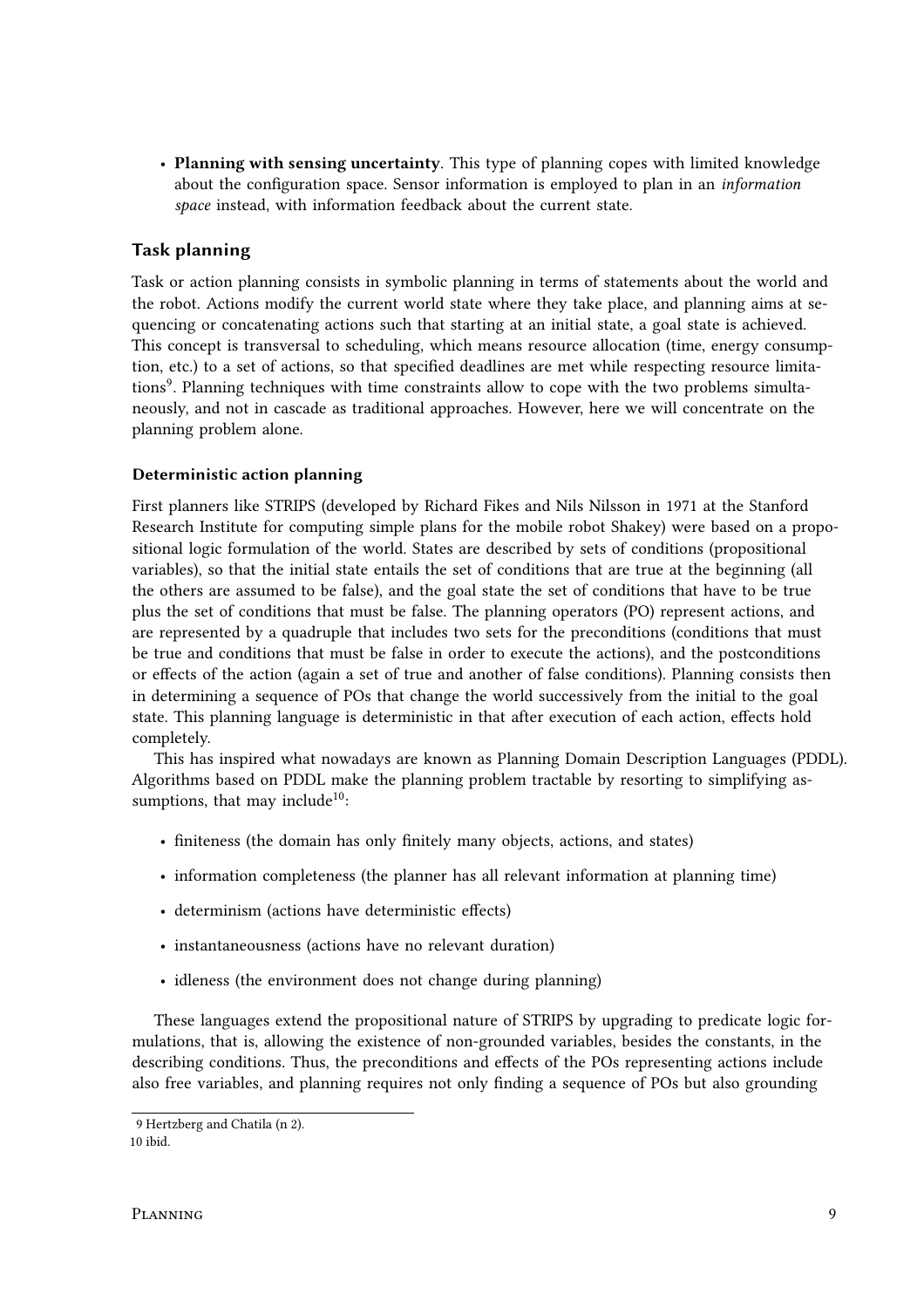- **Planning with sensing uncertainty**. This type of planning copes with limited knowledge about the configuration space. Sensor information is employed to plan in an *information space* instead, with information feedback about the current state.

## Task planning

Task or action planning consists in symbolic planning in terms of statements about the world and the robot. Actions modify the current world state where they take place, and planning aims at sequencing or concatenating actions such that starting at an initial state, a goal state is achieved. This concept is transversal to scheduling, which means resource allocation (time, energy consumption, etc.) to a set of actions, so that specified deadlines are met while respecting resource limitations[9]. Planning techniques with time constraints allow to cope with the two problems simultaneously, and not in cascade as traditional approaches. However, here we will concentrate on the planning problem alone.

### Deterministic action planning

First planners like STRIPS (developed by Richard Fikes and Nils Nilsson in 1971 at the Stanford Research Institute for computing simple plans for the mobile robot Shakey) were based on a propositional logic formulation of the world. States are described by sets of conditions (propositional variables), so that the initial state entails the set of conditions that are true at the beginning (all the others are assumed to be false), and the goal state the set of conditions that have to be true plus the set of conditions that must be false. The planning operators (PO) represent actions, and are represented by a quadruple that includes two sets for the preconditions (conditions that must be true and conditions that must be false in order to execute the actions), and the postconditions or effects of the action (again a set of true and another of false conditions). Planning consists then in determining a sequence of POs that change the world successively from the initial to the goal state. This planning language is deterministic in that after execution of each action, effects hold completely.

This has inspired what nowadays are known as Planning Domain Description Languages (PDDL). Algorithms based on PDDL make the planning problem tractable by resorting to simplifying assumptions, that may include[10]:

- finiteness (the domain has only finitely many objects, actions, and states)
- information completeness (the planner has all relevant information at planning time)
- determinism (actions have deterministic effects)
- instantaneousness (actions have no relevant duration)
- idleness (the environment does not change during planning)

These languages extend the propositional nature of STRIPS by upgrading to predicate logic formulations, that is, allowing the existence of non-grounded variables, besides the constants, in the describing conditions. Thus, the preconditions and effects of the POs representing actions include also free variables, and planning requires not only finding a sequence of POs but also grounding

---

9 Hertzberg and Chatila (n 2).

10 ibid.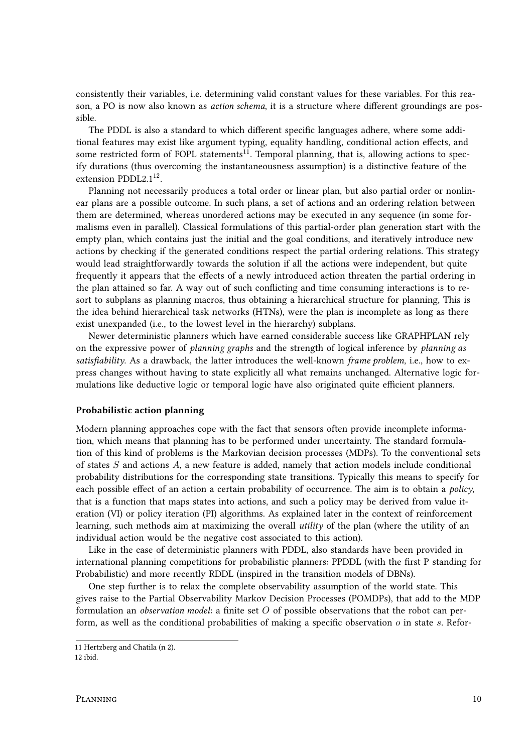consistently their variables, i.e. determining valid constant values for these variables. For this reason, a PO is now also known as *action schema*, it is a structure where different groundings are possible.

The PDDL is also a standard to which different specific languages adhere, where some additional features may exist like argument typing, equality handling, conditional action effects, and some restricted form of FOPL statements[11]. Temporal planning, that is, allowing actions to specify durations (thus overcoming the instantaneousness assumption) is a distinctive feature of the extension PDDL2.1[12].

Planning not necessarily produces a total order or linear plan, but also partial order or nonlinear plans are a possible outcome. In such plans, a set of actions and an ordering relation between them are determined, whereas unordered actions may be executed in any sequence (in some formalisms even in parallel). Classical formulations of this partial-order plan generation start with the empty plan, which contains just the initial and the goal conditions, and iteratively introduce new actions by checking if the generated conditions respect the partial ordering relations. This strategy would lead straightforwardly towards the solution if all the actions were independent, but quite frequently it appears that the effects of a newly introduced action threaten the partial ordering in the plan attained so far. A way out of such conflicting and time consuming interactions is to resort to subplans as planning macros, thus obtaining a hierarchical structure for planning, This is the idea behind hierarchical task networks (HTNs), were the plan is incomplete as long as there exist unexpanded (i.e., to the lowest level in the hierarchy) subplans.

Newer deterministic planners which have earned considerable success like GRAPHPLAN rely on the expressive power of *planning graphs* and the strength of logical inference by *planning as satisfiability*. As a drawback, the latter introduces the well-known *frame problem*, i.e., how to express changes without having to state explicitly all what remains unchanged. Alternative logic formulations like deductive logic or temporal logic have also originated quite efficient planners.

### Probabilistic action planning

Modern planning approaches cope with the fact that sensors often provide incomplete information, which means that planning has to be performed under uncertainty. The standard formulation of this kind of problems is the Markovian decision processes (MDPs). To the conventional sets of states $S$ and actions $A$, a new feature is added, namely that action models include conditional probability distributions for the corresponding state transitions. Typically this means to specify for each possible effect of an action a certain probability of occurrence. The aim is to obtain a *policy*, that is a function that maps states into actions, and such a policy may be derived from value iteration (VI) or policy iteration (PI) algorithms. As explained later in the context of reinforcement learning, such methods aim at maximizing the overall *utility* of the plan (where the utility of an individual action would be the negative cost associated to this action).

Like in the case of deterministic planners with PDDL, also standards have been provided in international planning competitions for probabilistic planners: PPDDL (with the first P standing for Probabilistic) and more recently RDDL (inspired in the transition models of DBNs).

One step further is to relax the complete observability assumption of the world state. This gives raise to the Partial Observability Markov Decision Processes (POMDPs), that add to the MDP formulation an *observation model*: a finite set $O$ of possible observations that the robot can perform, as well as the conditional probabilities of making a specific observation $o$ in state $s$. Refor-

---

[11] Hertzberg and Chatila (n 2).

[12] ibid.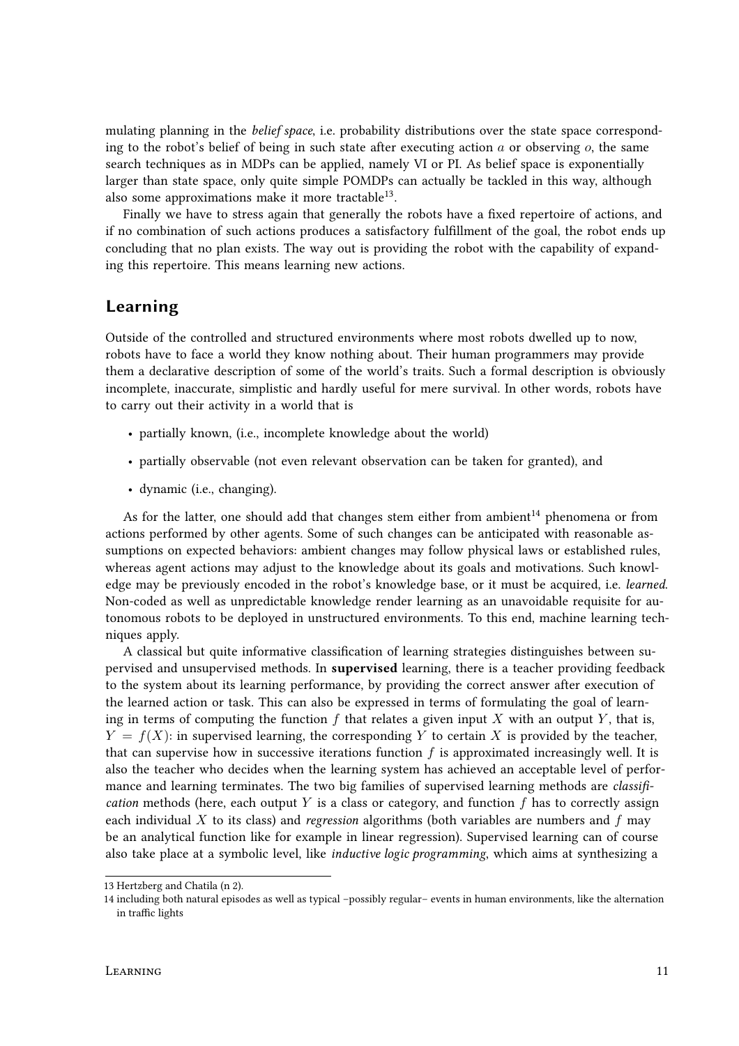mulating planning in the *belief space*, i.e. probability distributions over the state space corresponding to the robot's belief of being in such state after executing action $a$ or observing $o$, the same search techniques as in MDPs can be applied, namely VI or PI. As belief space is exponentially larger than state space, only quite simple POMDPs can actually be tackled in this way, although also some approximations make it more tractable[13].

Finally we have to stress again that generally the robots have a fixed repertoire of actions, and if no combination of such actions produces a satisfactory fulfillment of the goal, the robot ends up concluding that no plan exists. The way out is providing the robot with the capability of expanding this repertoire. This means learning new actions.

## Learning

Outside of the controlled and structured environments where most robots dwelled up to now, robots have to face a world they know nothing about. Their human programmers may provide them a declarative description of some of the world's traits. Such a formal description is obviously incomplete, inaccurate, simplistic and hardly useful for mere survival. In other words, robots have to carry out their activity in a world that is

- partially known, (i.e., incomplete knowledge about the world)
- partially observable (not even relevant observation can be taken for granted), and
- dynamic (i.e., changing).

As for the latter, one should add that changes stem either from ambient[14] phenomena or from actions performed by other agents. Some of such changes can be anticipated with reasonable assumptions on expected behaviors: ambient changes may follow physical laws or established rules, whereas agent actions may adjust to the knowledge about its goals and motivations. Such knowledge may be previously encoded in the robot's knowledge base, or it must be acquired, i.e. *learned.* Non-coded as well as unpredictable knowledge render learning as an unavoidable requisite for autonomous robots to be deployed in unstructured environments. To this end, machine learning techniques apply.

A classical but quite informative classification of learning strategies distinguishes between supervised and unsupervised methods. In **supervised** learning, there is a teacher providing feedback to the system about its learning performance, by providing the correct answer after execution of the learned action or task. This can also be expressed in terms of formulating the goal of learning in terms of computing the function $f$ that relates a given input $X$ with an output $Y$, that is, $Y = f(X)$: in supervised learning, the corresponding $Y$ to certain $X$ is provided by the teacher, that can supervise how in successive iterations function $f$ is approximated increasingly well. It is also the teacher who decides when the learning system has achieved an acceptable level of performance and learning terminates. The two big families of supervised learning methods are *classification* methods (here, each output $Y$ is a class or category, and function $f$ has to correctly assign each individual $X$ to its class) and *regression* algorithms (both variables are numbers and $f$ may be an analytical function like for example in linear regression). Supervised learning can of course also take place at a symbolic level, like *inductive logic programming*, which aims at synthesizing a

13 Hertzberg and Chatila (n 2).

14 including both natural episodes as well as typical –possibly regular– events in human environments, like the alternation in traffic lights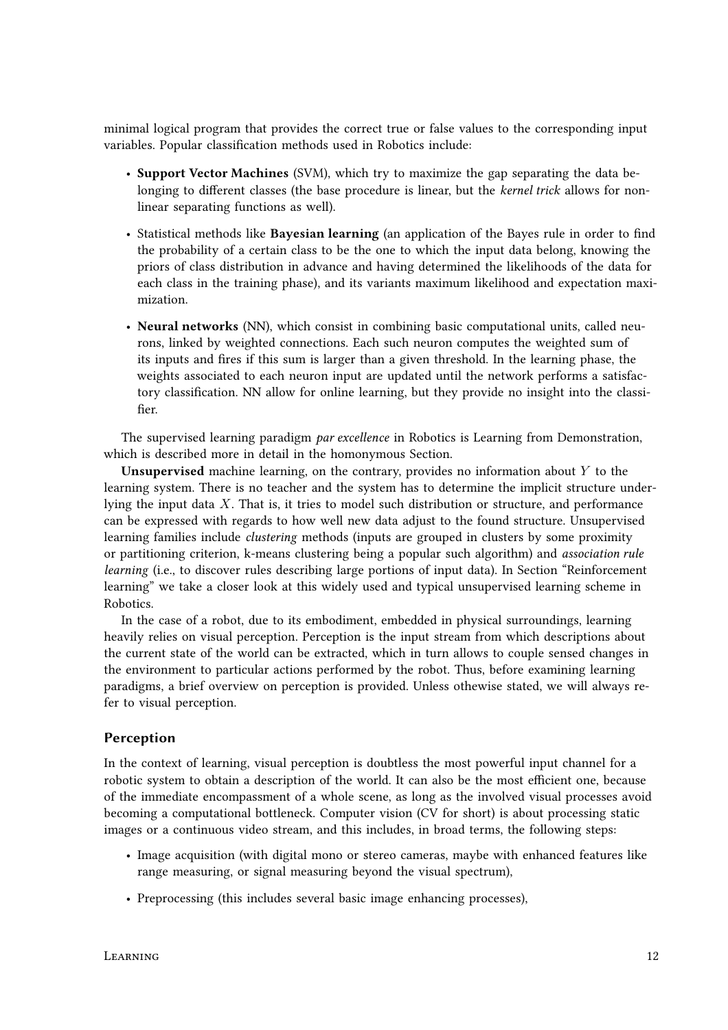minimal logical program that provides the correct true or false values to the corresponding input variables. Popular classification methods used in Robotics include:

- **Support Vector Machines** (SVM), which try to maximize the gap separating the data belonging to different classes (the base procedure is linear, but the *kernel trick* allows for non-linear separating functions as well).
- Statistical methods like **Bayesian learning** (an application of the Bayes rule in order to find the probability of a certain class to be the one to which the input data belong, knowing the priors of class distribution in advance and having determined the likelihoods of the data for each class in the training phase), and its variants maximum likelihood and expectation maximization.
- **Neural networks** (NN), which consist in combining basic computational units, called neurons, linked by weighted connections. Each such neuron computes the weighted sum of its inputs and fires if this sum is larger than a given threshold. In the learning phase, the weights associated to each neuron input are updated until the network performs a satisfactory classification. NN allow for online learning, but they provide no insight into the classifier.

The supervised learning paradigm *par excellence* in Robotics is Learning from Demonstration, which is described more in detail in the homonymous Section.

**Unsupervised** machine learning, on the contrary, provides no information about $Y$ to the learning system. There is no teacher and the system has to determine the implicit structure underlying the input data $X$. That is, it tries to model such distribution or structure, and performance can be expressed with regards to how well new data adjust to the found structure. Unsupervised learning families include *clustering* methods (inputs are grouped in clusters by some proximity or partitioning criterion, k-means clustering being a popular such algorithm) and *association rule learning* (i.e., to discover rules describing large portions of input data). In Section “Reinforcement learning” we take a closer look at this widely used and typical unsupervised learning scheme in Robotics.

In the case of a robot, due to its embodiment, embedded in physical surroundings, learning heavily relies on visual perception. Perception is the input stream from which descriptions about the current state of the world can be extracted, which in turn allows to couple sensed changes in the environment to particular actions performed by the robot. Thus, before examining learning paradigms, a brief overview on perception is provided. Unless othewise stated, we will always refer to visual perception.

### Perception

In the context of learning, visual perception is doubtless the most powerful input channel for a robotic system to obtain a description of the world. It can also be the most efficient one, because of the immediate encompassment of a whole scene, as long as the involved visual processes avoid becoming a computational bottleneck. Computer vision (CV for short) is about processing static images or a continuous video stream, and this includes, in broad terms, the following steps:

- Image acquisition (with digital mono or stereo cameras, maybe with enhanced features like range measuring, or signal measuring beyond the visual spectrum),
- Preprocessing (this includes several basic image enhancing processes),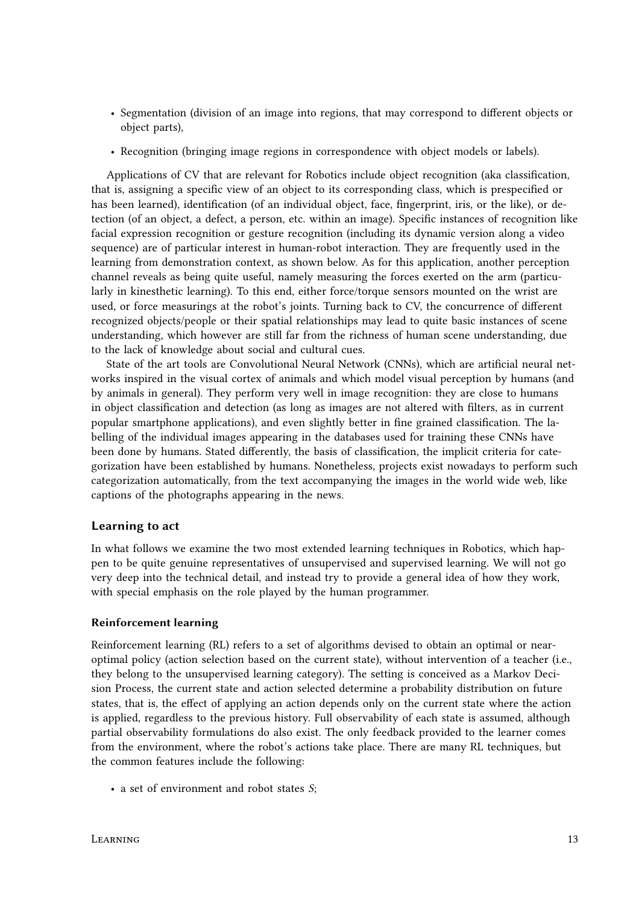- Segmentation (division of an image into regions, that may correspond to different objects or object parts),
- Recognition (bringing image regions in correspondence with object models or labels).

Applications of CV that are relevant for Robotics include object recognition (aka classification, that is, assigning a specific view of an object to its corresponding class, which is prespecified or has been learned), identification (of an individual object, face, fingerprint, iris, or the like), or detection (of an object, a defect, a person, etc. within an image). Specific instances of recognition like facial expression recognition or gesture recognition (including its dynamic version along a video sequence) are of particular interest in human-robot interaction. They are frequently used in the learning from demonstration context, as shown below. As for this application, another perception channel reveals as being quite useful, namely measuring the forces exerted on the arm (particularly in kinesthetic learning). To this end, either force/torque sensors mounted on the wrist are used, or force measurings at the robot's joints. Turning back to CV, the concurrence of different recognized objects/people or their spatial relationships may lead to quite basic instances of scene understanding, which however are still far from the richness of human scene understanding, due to the lack of knowledge about social and cultural cues.

State of the art tools are Convolutional Neural Network (CNNs), which are artificial neural networks inspired in the visual cortex of animals and which model visual perception by humans (and by animals in general). They perform very well in image recognition: they are close to humans in object classification and detection (as long as images are not altered with filters, as in current popular smartphone applications), and even slightly better in fine grained classification. The labelling of the individual images appearing in the databases used for training these CNNs have been done by humans. Stated differently, the basis of classification, the implicit criteria for categorization have been established by humans. Nonetheless, projects exist nowadays to perform such categorization automatically, from the text accompanying the images in the world wide web, like captions of the photographs appearing in the news.

### Learning to act

In what follows we examine the two most extended learning techniques in Robotics, which happen to be quite genuine representatives of unsupervised and supervised learning. We will not go very deep into the technical detail, and instead try to provide a general idea of how they work, with special emphasis on the role played by the human programmer.

#### Reinforcement learning

Reinforcement learning (RL) refers to a set of algorithms devised to obtain an optimal or near-optimal policy (action selection based on the current state), without intervention of a teacher (i.e., they belong to the unsupervised learning category). The setting is conceived as a Markov Decision Process, the current state and action selected determine a probability distribution on future states, that is, the effect of applying an action depends only on the current state where the action is applied, regardless to the previous history. Full observability of each state is assumed, although partial observability formulations do also exist. The only feedback provided to the learner comes from the environment, where the robot's actions take place. There are many RL techniques, but the common features include the following:

- a set of environment and robot states $S$;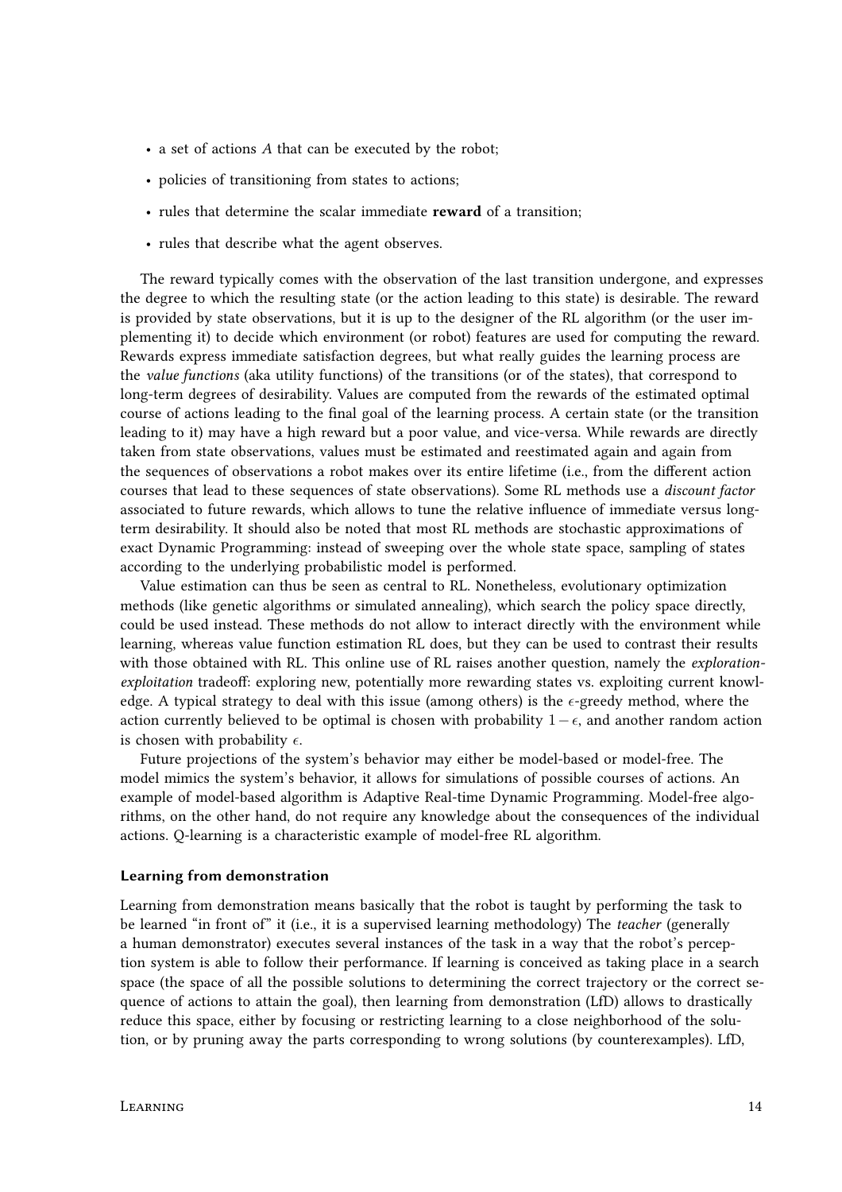- a set of actions $A$ that can be executed by the robot;
- policies of transitioning from states to actions;
- rules that determine the scalar immediate **reward** of a transition;
- rules that describe what the agent observes.

The reward typically comes with the observation of the last transition undergone, and expresses the degree to which the resulting state (or the action leading to this state) is desirable. The reward is provided by state observations, but it is up to the designer of the RL algorithm (or the user implementing it) to decide which environment (or robot) features are used for computing the reward. Rewards express immediate satisfaction degrees, but what really guides the learning process are the *value functions* (aka utility functions) of the transitions (or of the states), that correspond to long-term degrees of desirability. Values are computed from the rewards of the estimated optimal course of actions leading to the final goal of the learning process. A certain state (or the transition leading to it) may have a high reward but a poor value, and vice-versa. While rewards are directly taken from state observations, values must be estimated and reestimated again and again from the sequences of observations a robot makes over its entire lifetime (i.e., from the different action courses that lead to these sequences of state observations). Some RL methods use a *discount factor* associated to future rewards, which allows to tune the relative influence of immediate versus long-term desirability. It should also be noted that most RL methods are stochastic approximations of exact Dynamic Programming: instead of sweeping over the whole state space, sampling of states according to the underlying probabilistic model is performed.

Value estimation can thus be seen as central to RL. Nonetheless, evolutionary optimization methods (like genetic algorithms or simulated annealing), which search the policy space directly, could be used instead. These methods do not allow to interact directly with the environment while learning, whereas value function estimation RL does, but they can be used to contrast their results with those obtained with RL. This online use of RL raises another question, namely the *exploration-exploitation* tradeoff: exploring new, potentially more rewarding states vs. exploiting current knowledge. A typical strategy to deal with this issue (among others) is the $\epsilon$-greedy method, where the action currently believed to be optimal is chosen with probability $1-\epsilon$, and another random action is chosen with probability $\epsilon$.

Future projections of the system's behavior may either be model-based or model-free. The model mimics the system's behavior, it allows for simulations of possible courses of actions. An example of model-based algorithm is Adaptive Real-time Dynamic Programming. Model-free algorithms, on the other hand, do not require any knowledge about the consequences of the individual actions. Q-learning is a characteristic example of model-free RL algorithm.

#### Learning from demonstration

Learning from demonstration means basically that the robot is taught by performing the task to be learned "in front of" it (i.e., it is a supervised learning methodology) The *teacher* (generally a human demonstrator) executes several instances of the task in a way that the robot's perception system is able to follow their performance. If learning is conceived as taking place in a search space (the space of all the possible solutions to determining the correct trajectory or the correct sequence of actions to attain the goal), then learning from demonstration (LfD) allows to drastically reduce this space, either by focusing or restricting learning to a close neighborhood of the solution, or by pruning away the parts corresponding to wrong solutions (by counterexamples). LfD,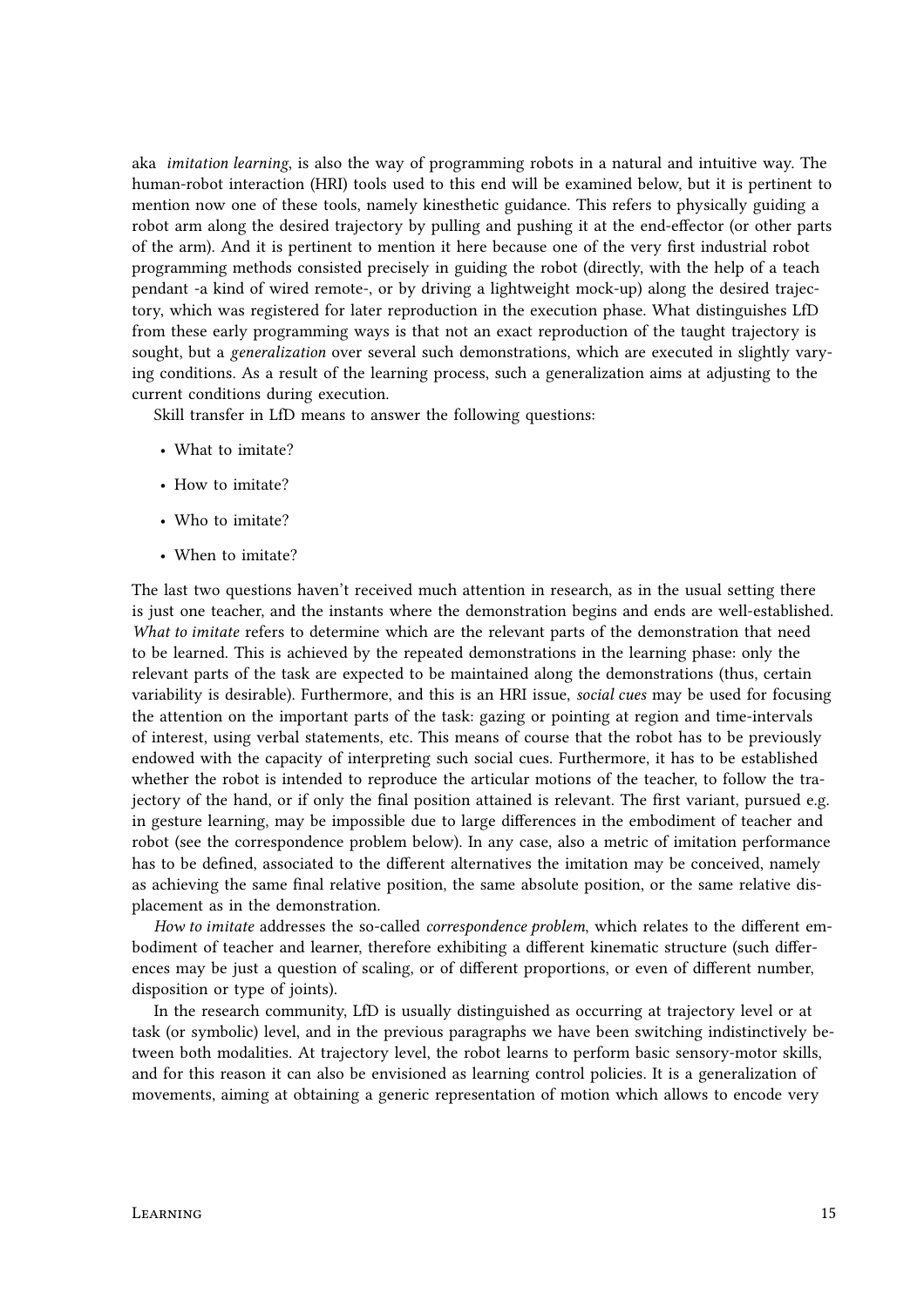aka *imitation learning*, is also the way of programming robots in a natural and intuitive way. The human-robot interaction (HRI) tools used to this end will be examined below, but it is pertinent to mention now one of these tools, namely kinesthetic guidance. This refers to physically guiding a robot arm along the desired trajectory by pulling and pushing it at the end-effector (or other parts of the arm). And it is pertinent to mention it here because one of the very first industrial robot programming methods consisted precisely in guiding the robot (directly, with the help of a teach pendant -a kind of wired remote-, or by driving a lightweight mock-up) along the desired trajectory, which was registered for later reproduction in the execution phase. What distinguishes LfD from these early programming ways is that not an exact reproduction of the taught trajectory is sought, but a *generalization* over several such demonstrations, which are executed in slightly varying conditions. As a result of the learning process, such a generalization aims at adjusting to the current conditions during execution.

Skill transfer in LfD means to answer the following questions:

- What to imitate?
- How to imitate?
- Who to imitate?
- When to imitate?

The last two questions haven't received much attention in research, as in the usual setting there is just one teacher, and the instants where the demonstration begins and ends are well-established. *What to imitate* refers to determine which are the relevant parts of the demonstration that need to be learned. This is achieved by the repeated demonstrations in the learning phase: only the relevant parts of the task are expected to be maintained along the demonstrations (thus, certain variability is desirable). Furthermore, and this is an HRI issue, *social cues* may be used for focusing the attention on the important parts of the task: gazing or pointing at region and time-intervals of interest, using verbal statements, etc. This means of course that the robot has to be previously endowed with the capacity of interpreting such social cues. Furthermore, it has to be established whether the robot is intended to reproduce the articular motions of the teacher, to follow the trajectory of the hand, or if only the final position attained is relevant. The first variant, pursued e.g. in gesture learning, may be impossible due to large differences in the embodiment of teacher and robot (see the correspondence problem below). In any case, also a metric of imitation performance has to be defined, associated to the different alternatives the imitation may be conceived, namely as achieving the same final relative position, the same absolute position, or the same relative displacement as in the demonstration.

*How to imitate* addresses the so-called *correspondence problem*, which relates to the different embodiment of teacher and learner, therefore exhibiting a different kinematic structure (such differences may be just a question of scaling, or of different proportions, or even of different number, disposition or type of joints).

In the research community, LfD is usually distinguished as occurring at trajectory level or at task (or symbolic) level, and in the previous paragraphs we have been switching indistinctively between both modalities. At trajectory level, the robot learns to perform basic sensory-motor skills, and for this reason it can also be envisioned as learning control policies. It is a generalization of movements, aiming at obtaining a generic representation of motion which allows to encode very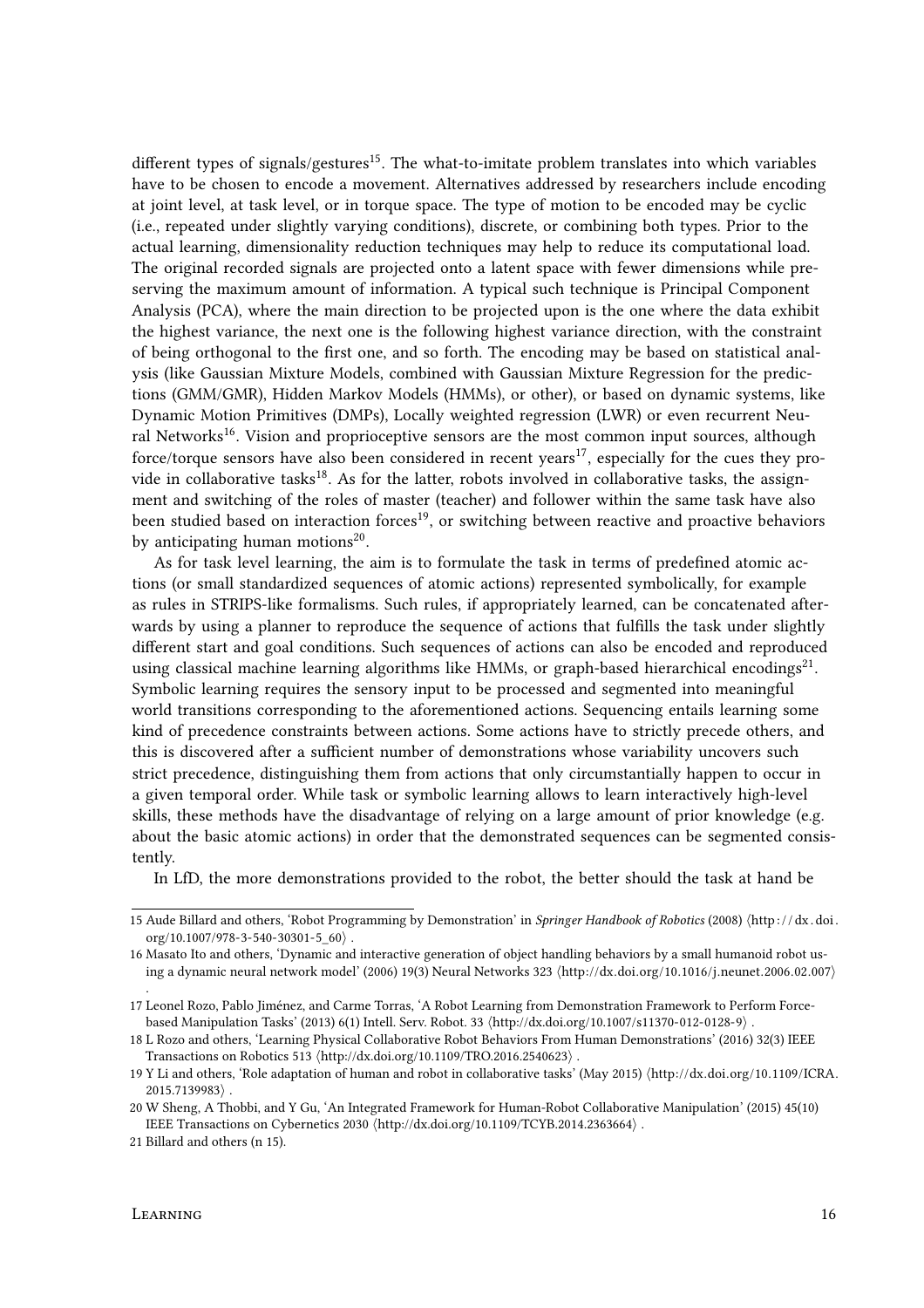different types of signals/gestures[15]. The what-to-imitate problem translates into which variables have to be chosen to encode a movement. Alternatives addressed by researchers include encoding at joint level, at task level, or in torque space. The type of motion to be encoded may be cyclic (i.e., repeated under slightly varying conditions), discrete, or combining both types. Prior to the actual learning, dimensionality reduction techniques may help to reduce its computational load. The original recorded signals are projected onto a latent space with fewer dimensions while preserving the maximum amount of information. A typical such technique is Principal Component Analysis (PCA), where the main direction to be projected upon is the one where the data exhibit the highest variance, the next one is the following highest variance direction, with the constraint of being orthogonal to the first one, and so forth. The encoding may be based on statistical analysis (like Gaussian Mixture Models, combined with Gaussian Mixture Regression for the predictions (GMM/GMR), Hidden Markov Models (HMMs), or other), or based on dynamic systems, like Dynamic Motion Primitives (DMPs), Locally weighted regression (LWR) or even recurrent Neural Networks[16]. Vision and proprioceptive sensors are the most common input sources, although force/torque sensors have also been considered in recent years[17], especially for the cues they provide in collaborative tasks[18]. As for the latter, robots involved in collaborative tasks, the assignment and switching of the roles of master (teacher) and follower within the same task have also been studied based on interaction forces[19], or switching between reactive and proactive behaviors by anticipating human motions[20].

As for task level learning, the aim is to formulate the task in terms of predefined atomic actions (or small standardized sequences of atomic actions) represented symbolically, for example as rules in STRIPS-like formalisms. Such rules, if appropriately learned, can be concatenated afterwards by using a planner to reproduce the sequence of actions that fulfills the task under slightly different start and goal conditions. Such sequences of actions can also be encoded and reproduced using classical machine learning algorithms like HMMs, or graph-based hierarchical encodings[21]. Symbolic learning requires the sensory input to be processed and segmented into meaningful world transitions corresponding to the aforementioned actions. Sequencing entails learning some kind of precedence constraints between actions. Some actions have to strictly precede others, and this is discovered after a sufficient number of demonstrations whose variability uncovers such strict precedence, distinguishing them from actions that only circumstantially happen to occur in a given temporal order. While task or symbolic learning allows to learn interactively high-level skills, these methods have the disadvantage of relying on a large amount of prior knowledge (e.g. about the basic atomic actions) in order that the demonstrated sequences can be segmented consistently.

In LfD, the more demonstrations provided to the robot, the better should the task at hand be

---

15 Aude Billard and others, 'Robot Programming by Demonstration' in *Springer Handbook of Robotics* (2008) ⟨http://dx.doi.org/10.1007/978-3-540-30301-5_60⟩ .

16 Masato Ito and others, 'Dynamic and interactive generation of object handling behaviors by a small humanoid robot using a dynamic neural network model' (2006) 19(3) Neural Networks 323 ⟨http://dx.doi.org/10.1016/j.neunet.2006.02.007⟩ .

17 Leonel Rozo, Pablo Jiménez, and Carme Torras, 'A Robot Learning from Demonstration Framework to Perform Force-based Manipulation Tasks' (2013) 6(1) Intell. Serv. Robot. 33 ⟨http://dx.doi.org/10.1007/s11370-012-0128-9⟩ .

18 L Rozo and others, 'Learning Physical Collaborative Robot Behaviors From Human Demonstrations' (2016) 32(3) IEEE Transactions on Robotics 513 ⟨http://dx.doi.org/10.1109/TRO.2016.2540623⟩ .

19 Y Li and others, 'Role adaptation of human and robot in collaborative tasks' (May 2015) ⟨http://dx.doi.org/10.1109/ICRA.2015.7139983⟩ .

20 W Sheng, A Thobbi, and Y Gu, 'An Integrated Framework for Human-Robot Collaborative Manipulation' (2015) 45(10) IEEE Transactions on Cybernetics 2030 ⟨http://dx.doi.org/10.1109/TCYB.2014.2363664⟩ .

21 Billard and others (n 15).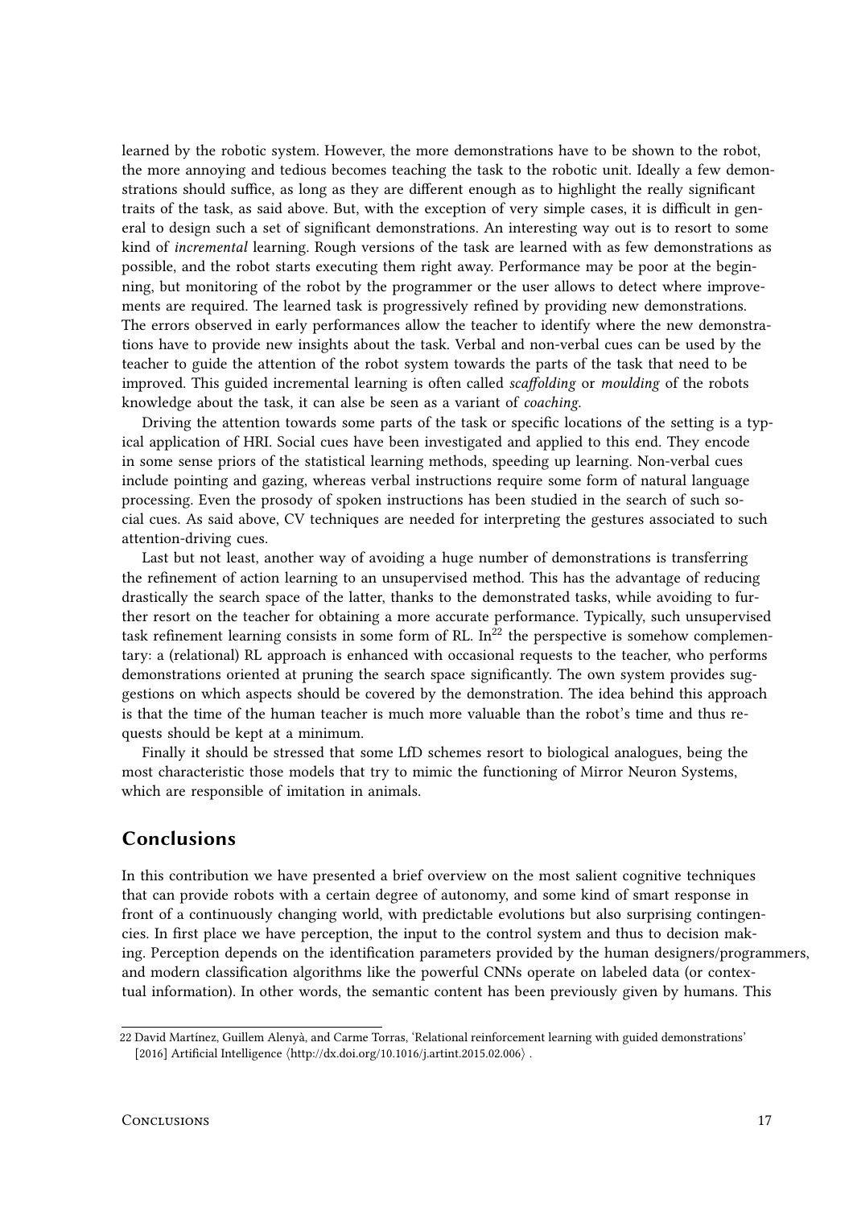learned by the robotic system. However, the more demonstrations have to be shown to the robot, the more annoying and tedious becomes teaching the task to the robotic unit. Ideally a few demonstrations should suffice, as long as they are different enough as to highlight the really significant traits of the task, as said above. But, with the exception of very simple cases, it is difficult in general to design such a set of significant demonstrations. An interesting way out is to resort to some kind of *incremental* learning. Rough versions of the task are learned with as few demonstrations as possible, and the robot starts executing them right away. Performance may be poor at the beginning, but monitoring of the robot by the programmer or the user allows to detect where improvements are required. The learned task is progressively refined by providing new demonstrations. The errors observed in early performances allow the teacher to identify where the new demonstrations have to provide new insights about the task. Verbal and non-verbal cues can be used by the teacher to guide the attention of the robot system towards the parts of the task that need to be improved. This guided incremental learning is often called *scaffolding* or *moulding* of the robots knowledge about the task, it can alse be seen as a variant of *coaching*.

Driving the attention towards some parts of the task or specific locations of the setting is a typical application of HRI. Social cues have been investigated and applied to this end. They encode in some sense priors of the statistical learning methods, speeding up learning. Non-verbal cues include pointing and gazing, whereas verbal instructions require some form of natural language processing. Even the prosody of spoken instructions has been studied in the search of such social cues. As said above, CV techniques are needed for interpreting the gestures associated to such attention-driving cues.

Last but not least, another way of avoiding a huge number of demonstrations is transferring the refinement of action learning to an unsupervised method. This has the advantage of reducing drastically the search space of the latter, thanks to the demonstrated tasks, while avoiding to further resort on the teacher for obtaining a more accurate performance. Typically, such unsupervised task refinement learning consists in some form of RL. In[22] the perspective is somehow complementary: a (relational) RL approach is enhanced with occasional requests to the teacher, who performs demonstrations oriented at pruning the search space significantly. The own system provides suggestions on which aspects should be covered by the demonstration. The idea behind this approach is that the time of the human teacher is much more valuable than the robot's time and thus requests should be kept at a minimum.

Finally it should be stressed that some LfD schemes resort to biological analogues, being the most characteristic those models that try to mimic the functioning of Mirror Neuron Systems, which are responsible of imitation in animals.

## Conclusions

In this contribution we have presented a brief overview on the most salient cognitive techniques that can provide robots with a certain degree of autonomy, and some kind of smart response in front of a continuously changing world, with predictable evolutions but also surprising contingencies. In first place we have perception, the input to the control system and thus to decision making. Perception depends on the identification parameters provided by the human designers/programmers, and modern classification algorithms like the powerful CNNs operate on labeled data (or contextual information). In other words, the semantic content has been previously given by humans. This

22 David Martínez, Guillem Alenyà, and Carme Torras, 'Relational reinforcement learning with guided demonstrations' [2016] Artificial Intelligence ⟨http://dx.doi.org/10.1016/j.artint.2015.02.006⟩ .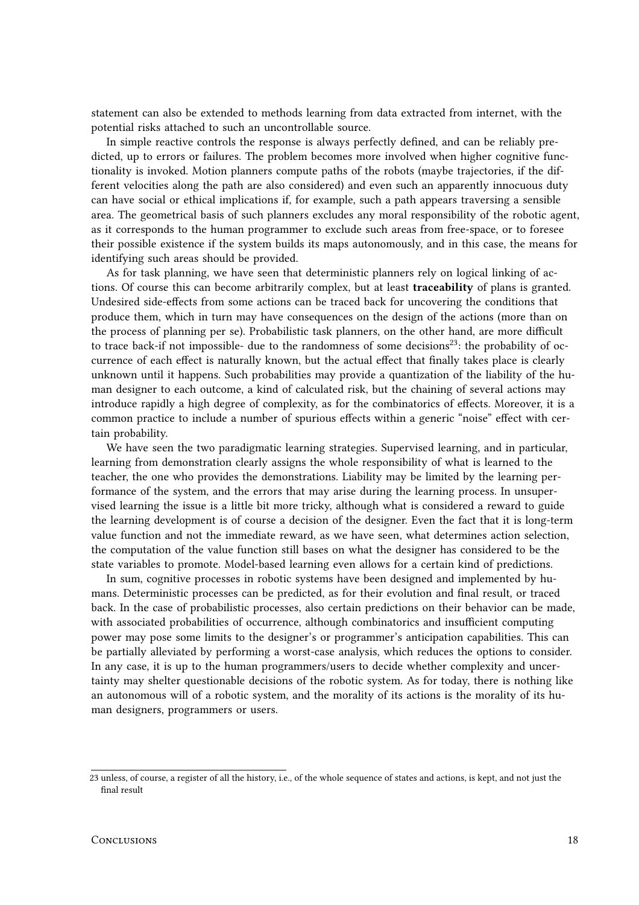statement can also be extended to methods learning from data extracted from internet, with the potential risks attached to such an uncontrollable source.

In simple reactive controls the response is always perfectly defined, and can be reliably predicted, up to errors or failures. The problem becomes more involved when higher cognitive functionality is invoked. Motion planners compute paths of the robots (maybe trajectories, if the different velocities along the path are also considered) and even such an apparently innocuous duty can have social or ethical implications if, for example, such a path appears traversing a sensible area. The geometrical basis of such planners excludes any moral responsibility of the robotic agent, as it corresponds to the human programmer to exclude such areas from free-space, or to foresee their possible existence if the system builds its maps autonomously, and in this case, the means for identifying such areas should be provided.

As for task planning, we have seen that deterministic planners rely on logical linking of actions. Of course this can become arbitrarily complex, but at least **traceability** of plans is granted. Undesired side-effects from some actions can be traced back for uncovering the conditions that produce them, which in turn may have consequences on the design of the actions (more than on the process of planning per se). Probabilistic task planners, on the other hand, are more difficult to trace back-if not impossible- due to the randomness of some decisions[23]: the probability of occurrence of each effect is naturally known, but the actual effect that finally takes place is clearly unknown until it happens. Such probabilities may provide a quantization of the liability of the human designer to each outcome, a kind of calculated risk, but the chaining of several actions may introduce rapidly a high degree of complexity, as for the combinatorics of effects. Moreover, it is a common practice to include a number of spurious effects within a generic "noise" effect with certain probability.

We have seen the two paradigmatic learning strategies. Supervised learning, and in particular, learning from demonstration clearly assigns the whole responsibility of what is learned to the teacher, the one who provides the demonstrations. Liability may be limited by the learning performance of the system, and the errors that may arise during the learning process. In unsupervised learning the issue is a little bit more tricky, although what is considered a reward to guide the learning development is of course a decision of the designer. Even the fact that it is long-term value function and not the immediate reward, as we have seen, what determines action selection, the computation of the value function still bases on what the designer has considered to be the state variables to promote. Model-based learning even allows for a certain kind of predictions.

In sum, cognitive processes in robotic systems have been designed and implemented by humans. Deterministic processes can be predicted, as for their evolution and final result, or traced back. In the case of probabilistic processes, also certain predictions on their behavior can be made, with associated probabilities of occurrence, although combinatorics and insufficient computing power may pose some limits to the designer's or programmer's anticipation capabilities. This can be partially alleviated by performing a worst-case analysis, which reduces the options to consider. In any case, it is up to the human programmers/users to decide whether complexity and uncertainty may shelter questionable decisions of the robotic system. As for today, there is nothing like an autonomous will of a robotic system, and the morality of its actions is the morality of its human designers, programmers or users.

---

23 unless, of course, a register of all the history, i.e., of the whole sequence of states and actions, is kept, and not just the final result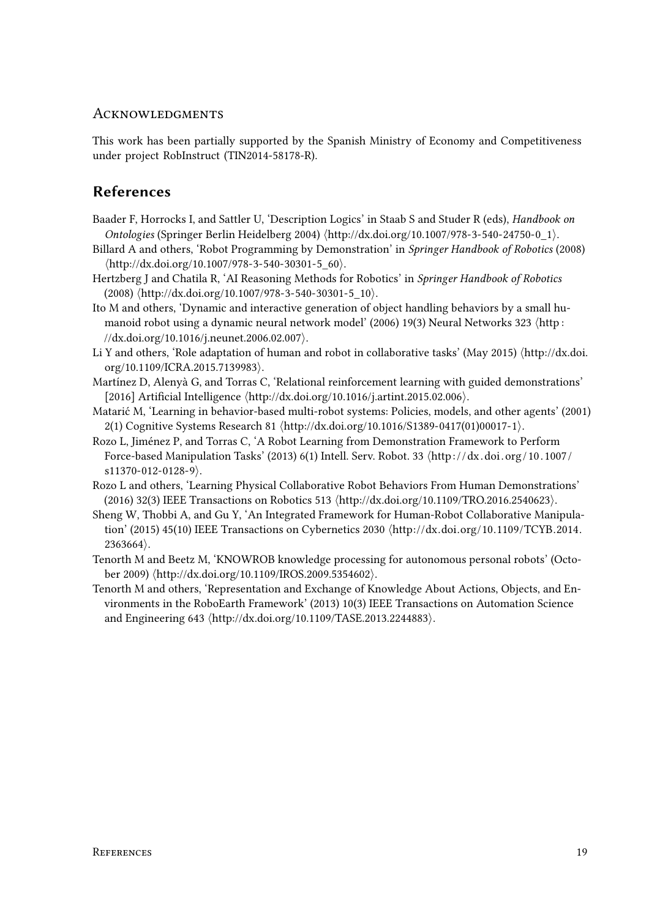## Acknowledgments

This work has been partially supported by the Spanish Ministry of Economy and Competitiveness under project RobInstruct (TIN2014-58178-R).

## References

Baader F, Horrocks I, and Sattler U, 'Description Logics' in Staab S and Studer R (eds), *Handbook on Ontologies* (Springer Berlin Heidelberg 2004) ⟨http://dx.doi.org/10.1007/978-3-540-24750-0_1⟩.

Billard A and others, 'Robot Programming by Demonstration' in *Springer Handbook of Robotics* (2008) ⟨http://dx.doi.org/10.1007/978-3-540-30301-5_60⟩.

Hertzberg J and Chatila R, 'AI Reasoning Methods for Robotics' in *Springer Handbook of Robotics* (2008) ⟨http://dx.doi.org/10.1007/978-3-540-30301-5_10⟩.

Ito M and others, 'Dynamic and interactive generation of object handling behaviors by a small humanoid robot using a dynamic neural network model' (2006) 19(3) Neural Networks 323 ⟨http://dx.doi.org/10.1016/j.neunet.2006.02.007⟩.

Li Y and others, 'Role adaptation of human and robot in collaborative tasks' (May 2015) ⟨http://dx.doi.org/10.1109/ICRA.2015.7139983⟩.

Martínez D, Alenyà G, and Torras C, 'Relational reinforcement learning with guided demonstrations' [2016] Artificial Intelligence ⟨http://dx.doi.org/10.1016/j.artint.2015.02.006⟩.

Matarić M, 'Learning in behavior-based multi-robot systems: Policies, models, and other agents' (2001) 2(1) Cognitive Systems Research 81 ⟨http://dx.doi.org/10.1016/S1389-0417(01)00017-1⟩.

Rozo L, Jiménez P, and Torras C, 'A Robot Learning from Demonstration Framework to Perform Force-based Manipulation Tasks' (2013) 6(1) Intell. Serv. Robot. 33 ⟨http://dx.doi.org/10.1007/s11370-012-0128-9⟩.

Rozo L and others, 'Learning Physical Collaborative Robot Behaviors From Human Demonstrations' (2016) 32(3) IEEE Transactions on Robotics 513 ⟨http://dx.doi.org/10.1109/TRO.2016.2540623⟩.

Sheng W, Thobbi A, and Gu Y, 'An Integrated Framework for Human-Robot Collaborative Manipulation' (2015) 45(10) IEEE Transactions on Cybernetics 2030 ⟨http://dx.doi.org/10.1109/TCYB.2014.2363664⟩.

Tenorth M and Beetz M, 'KNOWROB knowledge processing for autonomous personal robots' (October 2009) ⟨http://dx.doi.org/10.1109/IROS.2009.5354602⟩.

Tenorth M and others, 'Representation and Exchange of Knowledge About Actions, Objects, and Environments in the RoboEarth Framework' (2013) 10(3) IEEE Transactions on Automation Science and Engineering 643 ⟨http://dx.doi.org/10.1109/TASE.2013.2244883⟩.